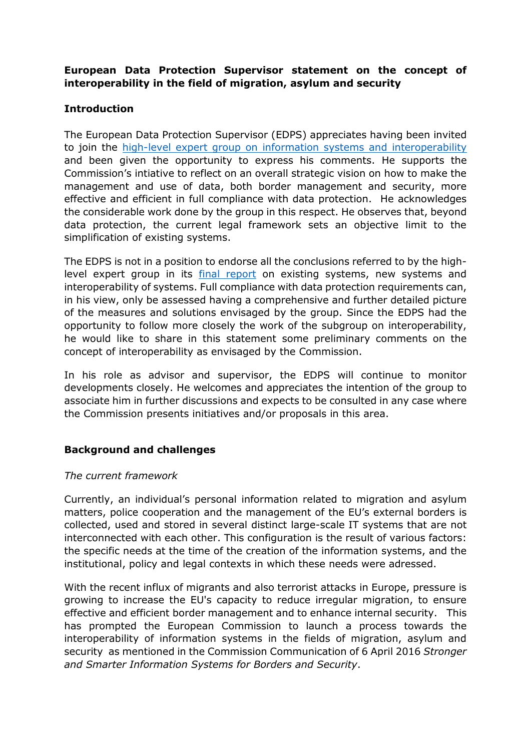**European Data Protection Supervisor statement on the concept of interoperability in the field of migration, asylum and security**

**Introduction**

The European Data Protection Supervisor (EDPS) appreciates having been invited to join the [high-level expert group on information systems and interoperability]() and been given the opportunity to express his comments. He supports the Commission's intiative to reflect on an overall strategic vision on how to make the management and use of data, both border management and security, more effective and efficient in full compliance with data protection. He acknowledges the considerable work done by the group in this respect. He observes that, beyond data protection, the current legal framework sets an objective limit to the simplification of existing systems.

The EDPS is not in a position to endorse all the conclusions referred to by the high-level expert group in its [final report]() on existing systems, new systems and interoperability of systems. Full compliance with data protection requirements can, in his view, only be assessed having a comprehensive and further detailed picture of the measures and solutions envisaged by the group. Since the EDPS had the opportunity to follow more closely the work of the subgroup on interoperability, he would like to share in this statement some preliminary comments on the concept of interoperability as envisaged by the Commission.

In his role as advisor and supervisor, the EDPS will continue to monitor developments closely. He welcomes and appreciates the intention of the group to associate him in further discussions and expects to be consulted in any case where the Commission presents initiatives and/or proposals in this area.

**Background and challenges**

*The current framework*

Currently, an individual's personal information related to migration and asylum matters, police cooperation and the management of the EU's external borders is collected, used and stored in several distinct large-scale IT systems that are not interconnected with each other. This configuration is the result of various factors: the specific needs at the time of the creation of the information systems, and the institutional, policy and legal contexts in which these needs were adressed.

With the recent influx of migrants and also terrorist attacks in Europe, pressure is growing to increase the EU's capacity to reduce irregular migration, to ensure effective and efficient border management and to enhance internal security. This has prompted the European Commission to launch a process towards the interoperability of information systems in the fields of migration, asylum and security as mentioned in the Commission Communication of 6 April 2016 *Stronger and Smarter Information Systems for Borders and Security*.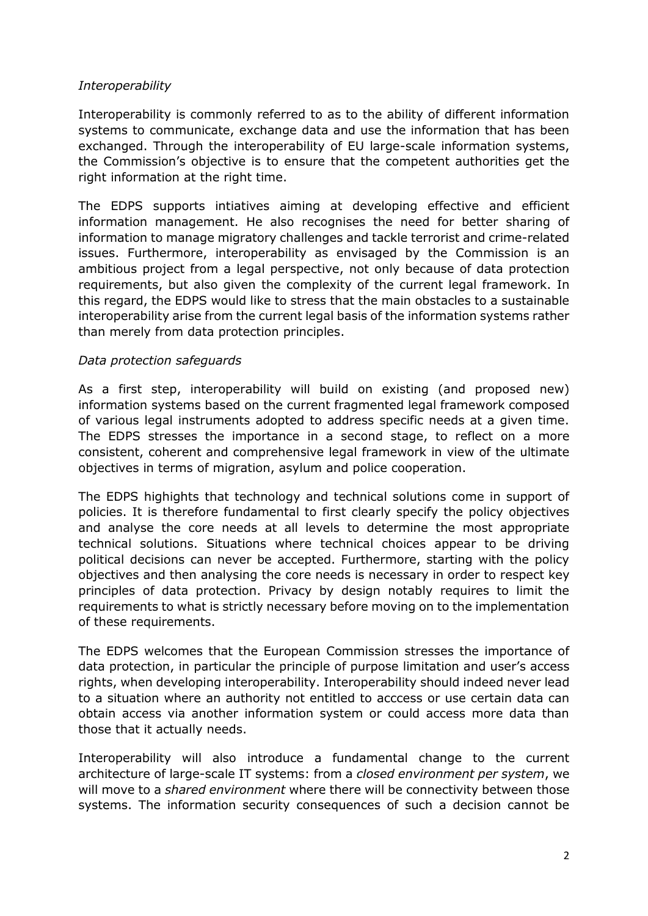*Interoperability*

Interoperability is commonly referred to as to the ability of different information systems to communicate, exchange data and use the information that has been exchanged. Through the interoperability of EU large-scale information systems, the Commission's objective is to ensure that the competent authorities get the right information at the right time.

The EDPS supports intiatives aiming at developing effective and efficient information management. He also recognises the need for better sharing of information to manage migratory challenges and tackle terrorist and crime-related issues. Furthermore, interoperability as envisaged by the Commission is an ambitious project from a legal perspective, not only because of data protection requirements, but also given the complexity of the current legal framework. In this regard, the EDPS would like to stress that the main obstacles to a sustainable interoperability arise from the current legal basis of the information systems rather than merely from data protection principles.

*Data protection safeguards*

As a first step, interoperability will build on existing (and proposed new) information systems based on the current fragmented legal framework composed of various legal instruments adopted to address specific needs at a given time. The EDPS stresses the importance in a second stage, to reflect on a more consistent, coherent and comprehensive legal framework in view of the ultimate objectives in terms of migration, asylum and police cooperation.

The EDPS highlights that technology and technical solutions come in support of policies. It is therefore fundamental to first clearly specify the policy objectives and analyse the core needs at all levels to determine the most appropriate technical solutions. Situations where technical choices appear to be driving political decisions can never be accepted. Furthermore, starting with the policy objectives and then analysing the core needs is necessary in order to respect key principles of data protection. Privacy by design notably requires to limit the requirements to what is strictly necessary before moving on to the implementation of these requirements.

The EDPS welcomes that the European Commission stresses the importance of data protection, in particular the principle of purpose limitation and user's access rights, when developing interoperability. Interoperability should indeed never lead to a situation where an authority not entitled to acccess or use certain data can obtain access via another information system or could access more data than those that it actually needs.

Interoperability will also introduce a fundamental change to the current architecture of large-scale IT systems: from a *closed environment per system*, we will move to a *shared environment* where there will be connectivity between those systems. The information security consequences of such a decision cannot be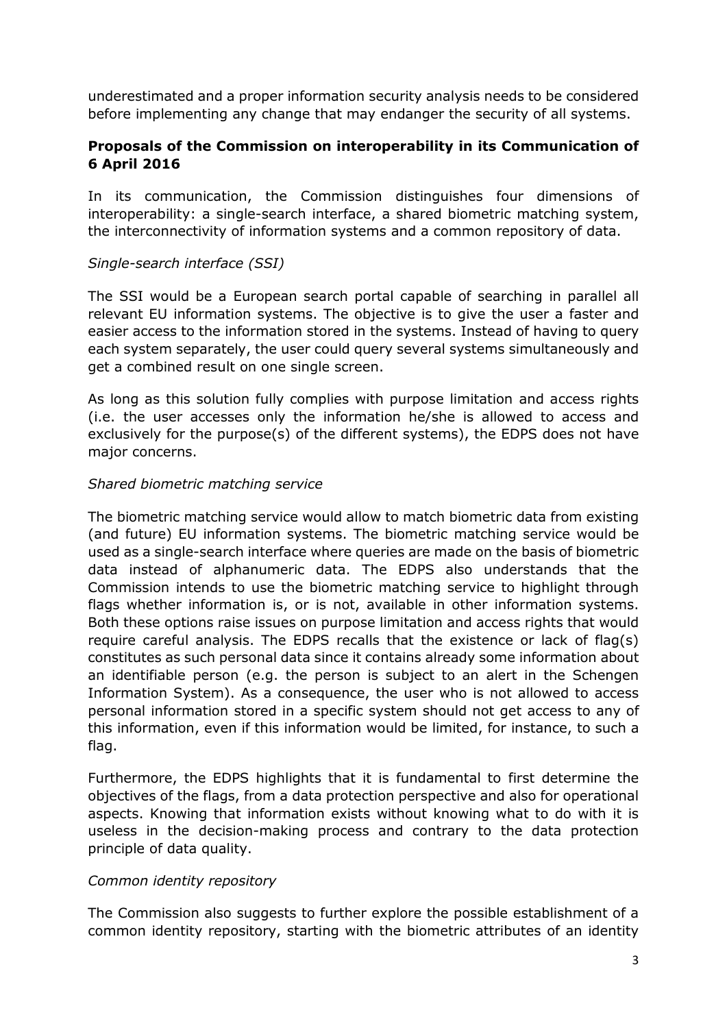underestimated and a proper information security analysis needs to be considered before implementing any change that may endanger the security of all systems.

### Proposals of the Commission on interoperability in its Communication of 6 April 2016

In its communication, the Commission distinguishes four dimensions of interoperability: a single-search interface, a shared biometric matching system, the interconnectivity of information systems and a common repository of data.

*Single-search interface (SSI)*

The SSI would be a European search portal capable of searching in parallel all relevant EU information systems. The objective is to give the user a faster and easier access to the information stored in the systems. Instead of having to query each system separately, the user could query several systems simultaneously and get a combined result on one single screen.

As long as this solution fully complies with purpose limitation and access rights (i.e. the user accesses only the information he/she is allowed to access and exclusively for the purpose(s) of the different systems), the EDPS does not have major concerns.

*Shared biometric matching service*

The biometric matching service would allow to match biometric data from existing (and future) EU information systems. The biometric matching service would be used as a single-search interface where queries are made on the basis of biometric data instead of alphanumeric data. The EDPS also understands that the Commission intends to use the biometric matching service to highlight through flags whether information is, or is not, available in other information systems. Both these options raise issues on purpose limitation and access rights that would require careful analysis. The EDPS recalls that the existence or lack of flag(s) constitutes as such personal data since it contains already some information about an identifiable person (e.g. the person is subject to an alert in the Schengen Information System). As a consequence, the user who is not allowed to access personal information stored in a specific system should not get access to any of this information, even if this information would be limited, for instance, to such a flag.

Furthermore, the EDPS highlights that it is fundamental to first determine the objectives of the flags, from a data protection perspective and also for operational aspects. Knowing that information exists without knowing what to do with it is useless in the decision-making process and contrary to the data protection principle of data quality.

*Common identity repository*

The Commission also suggests to further explore the possible establishment of a common identity repository, starting with the biometric attributes of an identity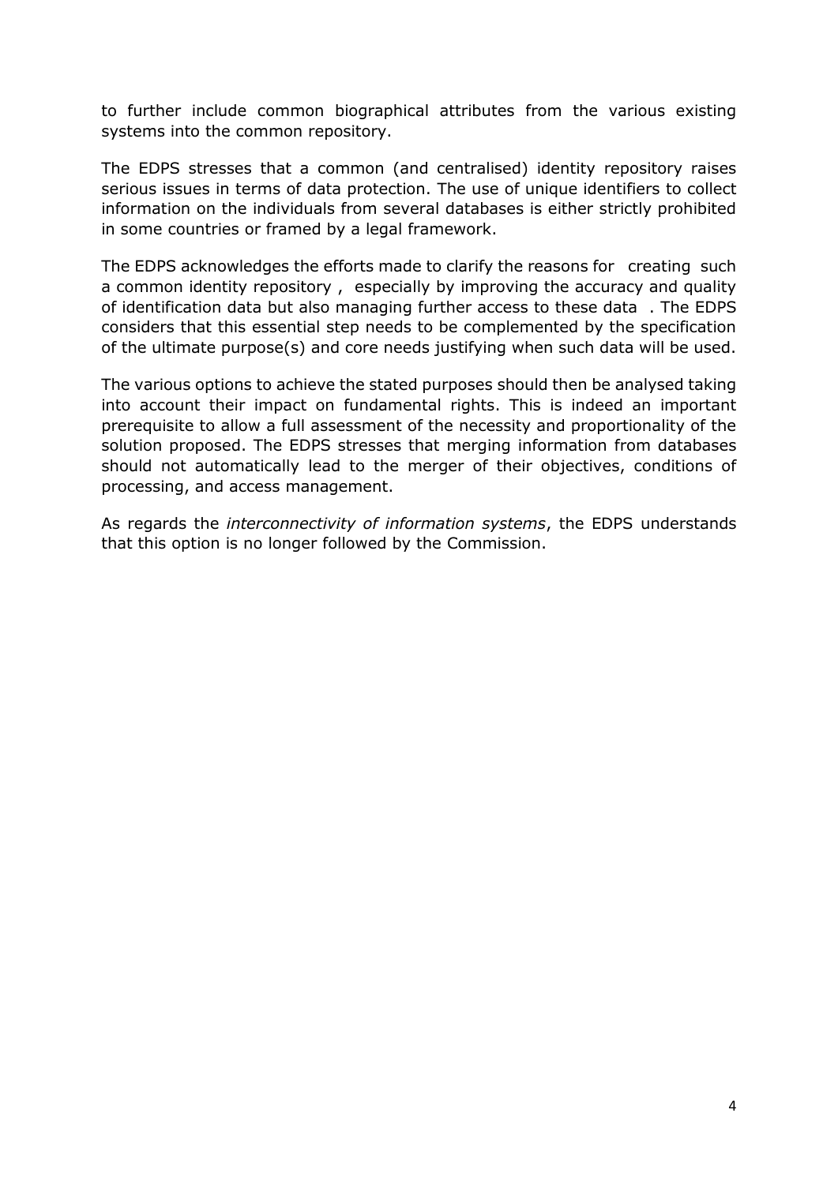to further include common biographical attributes from the various existing systems into the common repository.

The EDPS stresses that a common (and centralised) identity repository raises serious issues in terms of data protection. The use of unique identifiers to collect information on the individuals from several databases is either strictly prohibited in some countries or framed by a legal framework.

The EDPS acknowledges the efforts made to clarify the reasons for creating such a common identity repository , especially by improving the accuracy and quality of identification data but also managing further access to these data . The EDPS considers that this essential step needs to be complemented by the specification of the ultimate purpose(s) and core needs justifying when such data will be used.

The various options to achieve the stated purposes should then be analysed taking into account their impact on fundamental rights. This is indeed an important prerequisite to allow a full assessment of the necessity and proportionality of the solution proposed. The EDPS stresses that merging information from databases should not automatically lead to the merger of their objectives, conditions of processing, and access management.

As regards the *interconnectivity of information systems*, the EDPS understands that this option is no longer followed by the Commission.